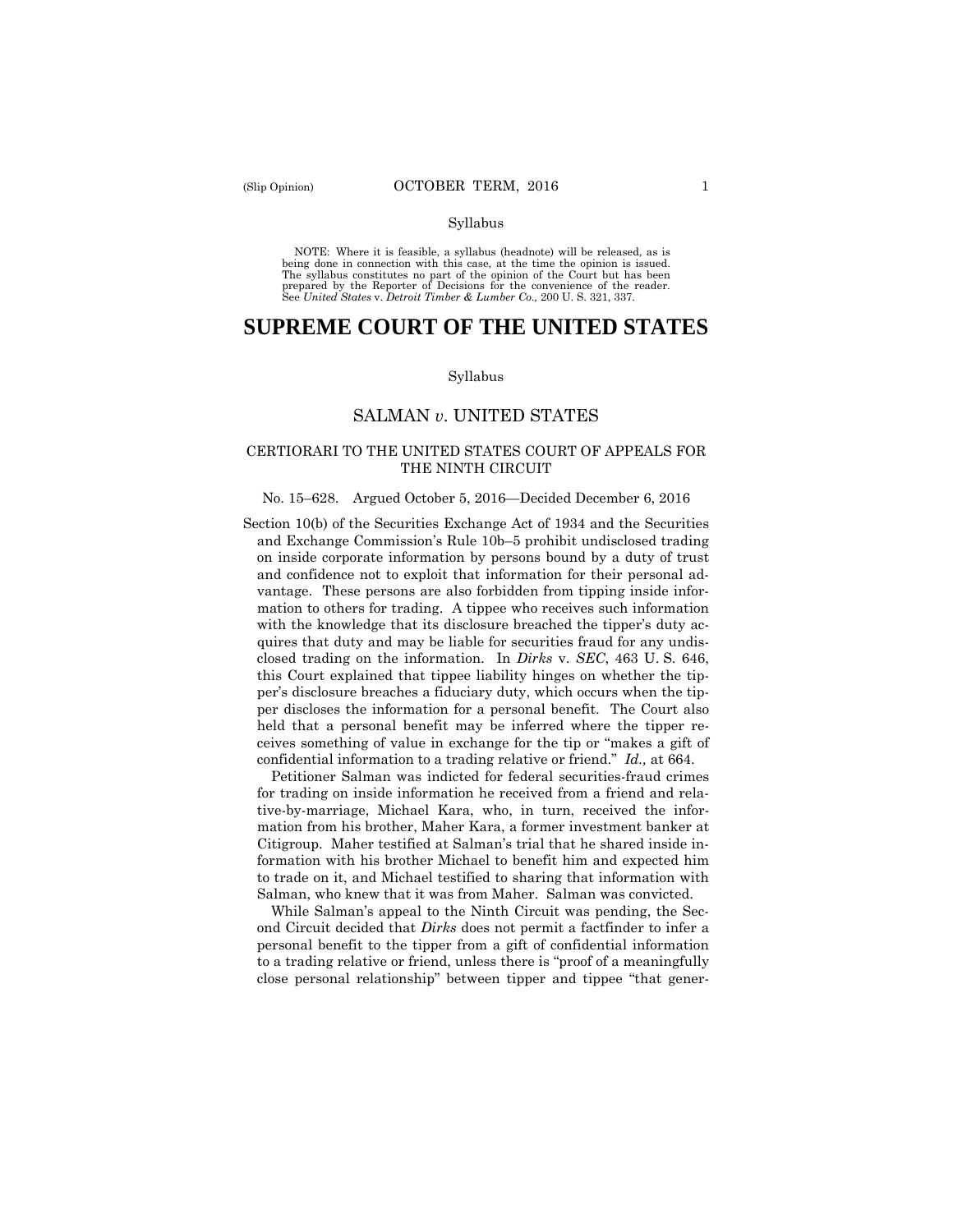Syllabus

NOTE: Where it is feasible, a syllabus (headnote) will be released, as is being done in connection with this case, at the time the opinion is issued. The syllabus constitutes no part of the opinion of the Court but has been prepared by the Reporter of Decisions for the convenience of the reader. See *United States* v. *Detroit Timber & Lumber Co.,* 200 U. S. 321, 337.

# SUPREME COURT OF THE UNITED STATES

Syllabus

## SALMAN *v*. UNITED STATES

### CERTIORARI TO THE UNITED STATES COURT OF APPEALS FOR THE NINTH CIRCUIT

No. 15–628. Argued October 5, 2016—Decided December 6, 2016

Section 10(b) of the Securities Exchange Act of 1934 and the Securities and Exchange Commission's Rule 10b–5 prohibit undisclosed trading on inside corporate information by persons bound by a duty of trust and confidence not to exploit that information for their personal advantage. These persons are also forbidden from tipping inside information to others for trading. A tippee who receives such information with the knowledge that its disclosure breached the tipper's duty acquires that duty and may be liable for securities fraud for any undisclosed trading on the information. In *Dirks* v. *SEC*, 463 U. S. 646, this Court explained that tippee liability hinges on whether the tipper's disclosure breaches a fiduciary duty, which occurs when the tipper discloses the information for a personal benefit. The Court also held that a personal benefit may be inferred where the tipper receives something of value in exchange for the tip or "makes a gift of confidential information to a trading relative or friend." *Id.,* at 664.

Petitioner Salman was indicted for federal securities-fraud crimes for trading on inside information he received from a friend and relative-by-marriage, Michael Kara, who, in turn, received the information from his brother, Maher Kara, a former investment banker at Citigroup. Maher testified at Salman's trial that he shared inside information with his brother Michael to benefit him and expected him to trade on it, and Michael testified to sharing that information with Salman, who knew that it was from Maher. Salman was convicted.

While Salman's appeal to the Ninth Circuit was pending, the Second Circuit decided that *Dirks* does not permit a factfinder to infer a personal benefit to the tipper from a gift of confidential information to a trading relative or friend, unless there is "proof of a meaningfully close personal relationship" between tipper and tippee "that gener-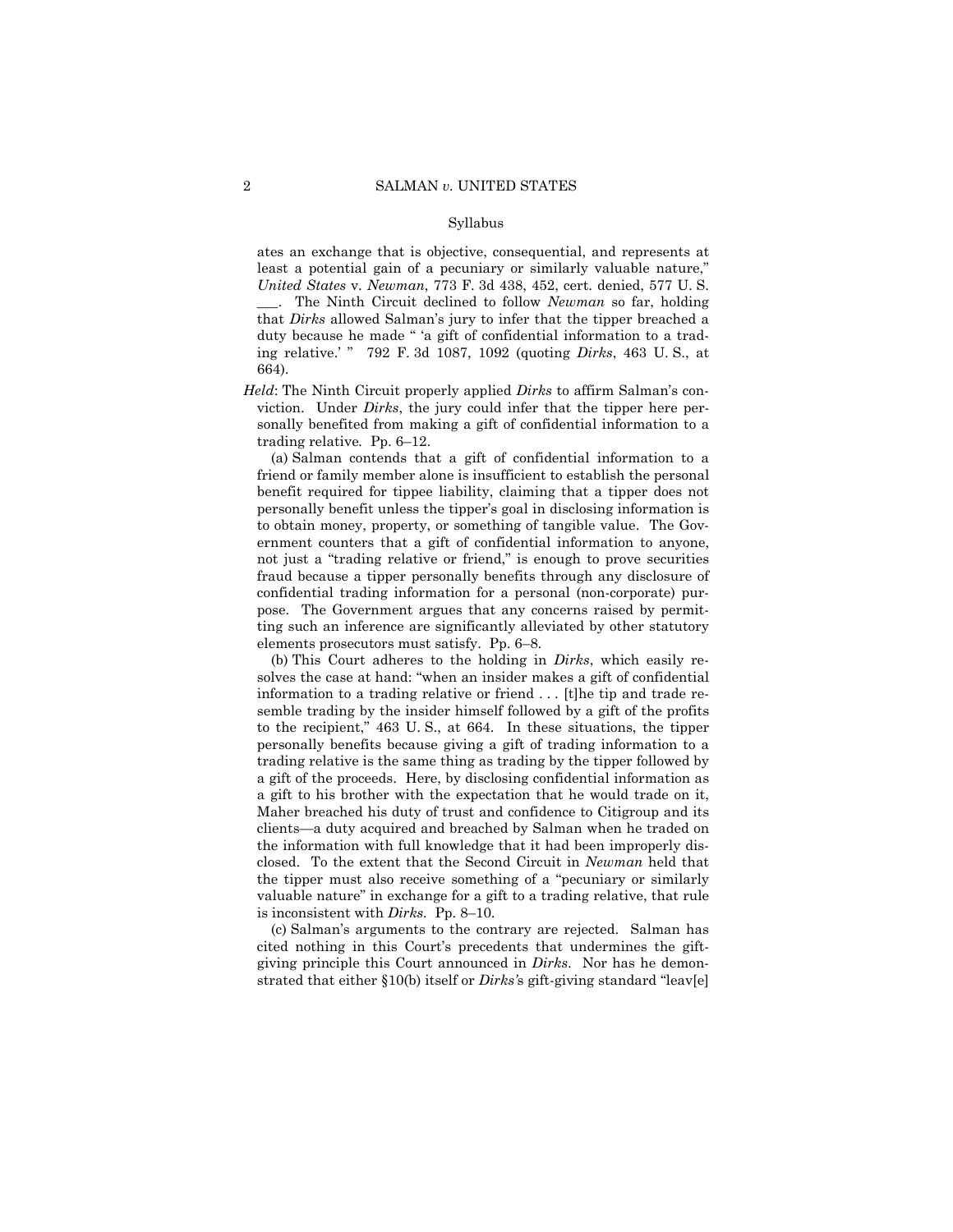ates an exchange that is objective, consequential, and represents at least a potential gain of a pecuniary or similarly valuable nature," *United States* v. *Newman*, 773 F. 3d 438, 452, cert. denied, 577 U. S. ___. The Ninth Circuit declined to follow *Newman* so far, holding that *Dirks* allowed Salman's jury to infer that the tipper breached a duty because he made " 'a gift of confidential information to a trading relative.' " 792 F. 3d 1087, 1092 (quoting *Dirks*, 463 U. S., at 664).

*Held*: The Ninth Circuit properly applied *Dirks* to affirm Salman's conviction. Under *Dirks*, the jury could infer that the tipper here personally benefited from making a gift of confidential information to a trading relative. Pp. 6–12.

(a) Salman contends that a gift of confidential information to a friend or family member alone is insufficient to establish the personal benefit required for tippee liability, claiming that a tipper does not personally benefit unless the tipper's goal in disclosing information is to obtain money, property, or something of tangible value. The Government counters that a gift of confidential information to anyone, not just a "trading relative or friend," is enough to prove securities fraud because a tipper personally benefits through any disclosure of confidential trading information for a personal (non-corporate) purpose. The Government argues that any concerns raised by permitting such an inference are significantly alleviated by other statutory elements prosecutors must satisfy. Pp. 6–8.

(b) This Court adheres to the holding in *Dirks*, which easily resolves the case at hand: "when an insider makes a gift of confidential information to a trading relative or friend . . . [t]he tip and trade resemble trading by the insider himself followed by a gift of the profits to the recipient," 463 U. S., at 664. In these situations, the tipper personally benefits because giving a gift of trading information to a trading relative is the same thing as trading by the tipper followed by a gift of the proceeds. Here, by disclosing confidential information as a gift to his brother with the expectation that he would trade on it, Maher breached his duty of trust and confidence to Citigroup and its clients—a duty acquired and breached by Salman when he traded on the information with full knowledge that it had been improperly disclosed. To the extent that the Second Circuit in *Newman* held that the tipper must also receive something of a "pecuniary or similarly valuable nature" in exchange for a gift to a trading relative, that rule is inconsistent with *Dirks*. Pp. 8–10.

(c) Salman's arguments to the contrary are rejected. Salman has cited nothing in this Court's precedents that undermines the gift-giving principle this Court announced in *Dirks*. Nor has he demonstrated that either §10(b) itself or *Dirks*'s gift-giving standard "leav[e]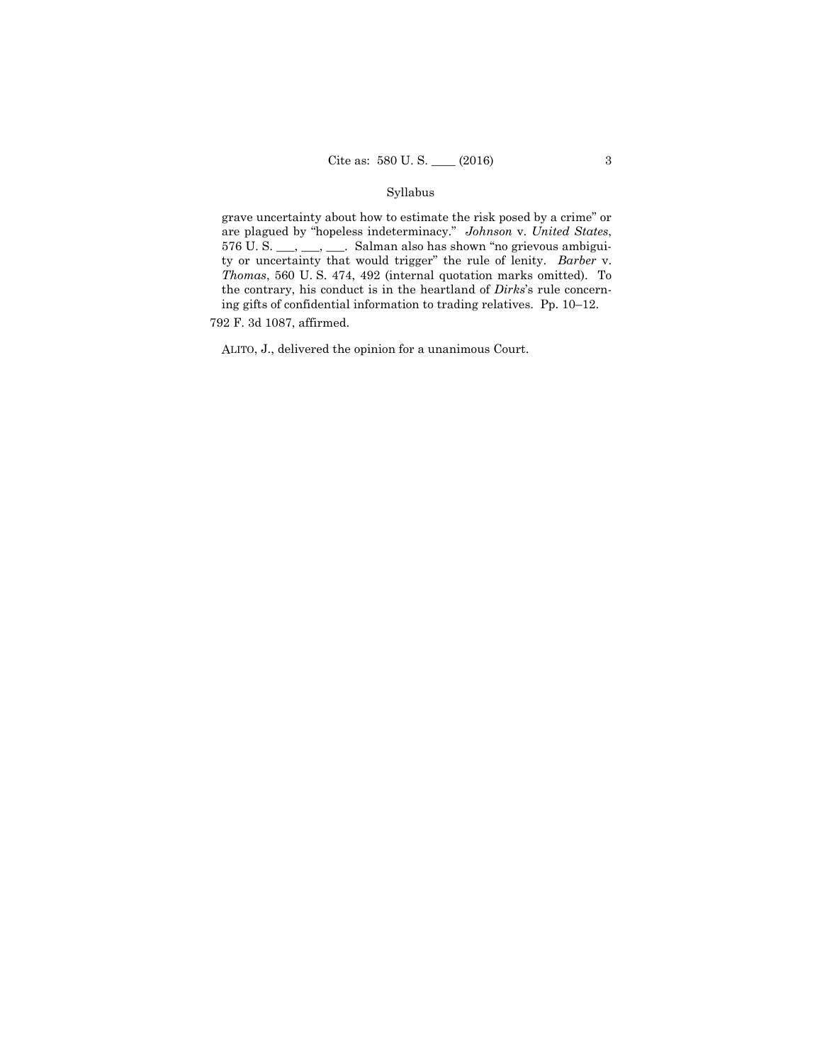grave uncertainty about how to estimate the risk posed by a crime" or are plagued by "hopeless indeterminacy." *Johnson* v. *United States*, 576 U. S. ___, ___, ___. Salman also has shown "no grievous ambiguity or uncertainty that would trigger" the rule of lenity. *Barber* v. *Thomas*, 560 U. S. 474, 492 (internal quotation marks omitted). To the contrary, his conduct is in the heartland of *Dirks*'s rule concerning gifts of confidential information to trading relatives. Pp. 10–12.

792 F. 3d 1087, affirmed.

ALITO, J., delivered the opinion for a unanimous Court.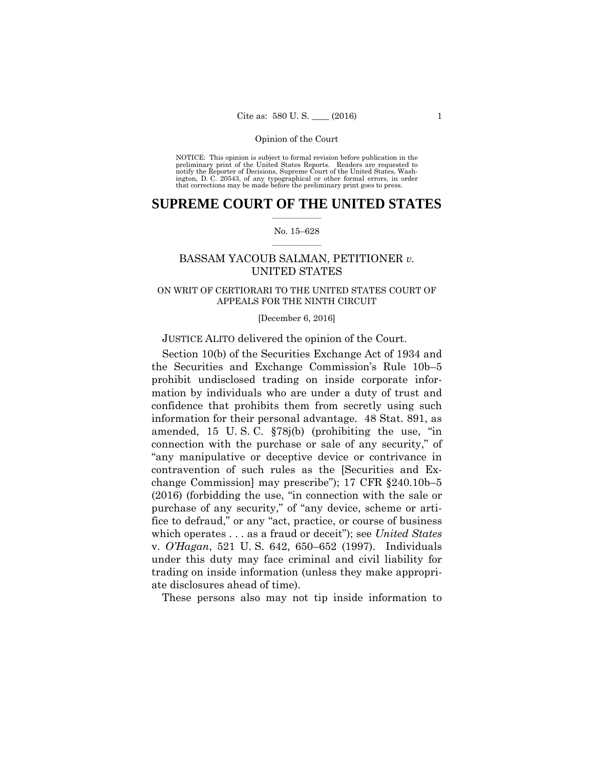Opinion of the Court

NOTICE: This opinion is subject to formal revision before publication in the preliminary print of the United States Reports. Readers are requested to notify the Reporter of Decisions, Supreme Court of the United States, Washington, D. C. 20543, of any typographical or other formal errors, in order that corrections may be made before the preliminary print goes to press.

# SUPREME COURT OF THE UNITED STATES

No. 15–628

## BASSAM YACOUB SALMAN, PETITIONER *v.* UNITED STATES

### ON WRIT OF CERTIORARI TO THE UNITED STATES COURT OF APPEALS FOR THE NINTH CIRCUIT

[December 6, 2016]

JUSTICE ALITO delivered the opinion of the Court.

Section 10(b) of the Securities Exchange Act of 1934 and the Securities and Exchange Commission's Rule 10b–5 prohibit undisclosed trading on inside corporate information by individuals who are under a duty of trust and confidence that prohibits them from secretly using such information for their personal advantage. 48 Stat. 891, as amended, 15 U. S. C. §78j(b) (prohibiting the use, "in connection with the purchase or sale of any security," of "any manipulative or deceptive device or contrivance in contravention of such rules as the [Securities and Exchange Commission] may prescribe"); 17 CFR §240.10b–5 (2016) (forbidding the use, "in connection with the sale or purchase of any security," of "any device, scheme or artifice to defraud," or any "act, practice, or course of business which operates . . . as a fraud or deceit"); see *United States* v. *O'Hagan*, 521 U. S. 642, 650–652 (1997). Individuals under this duty may face criminal and civil liability for trading on inside information (unless they make appropriate disclosures ahead of time).

These persons also may not tip inside information to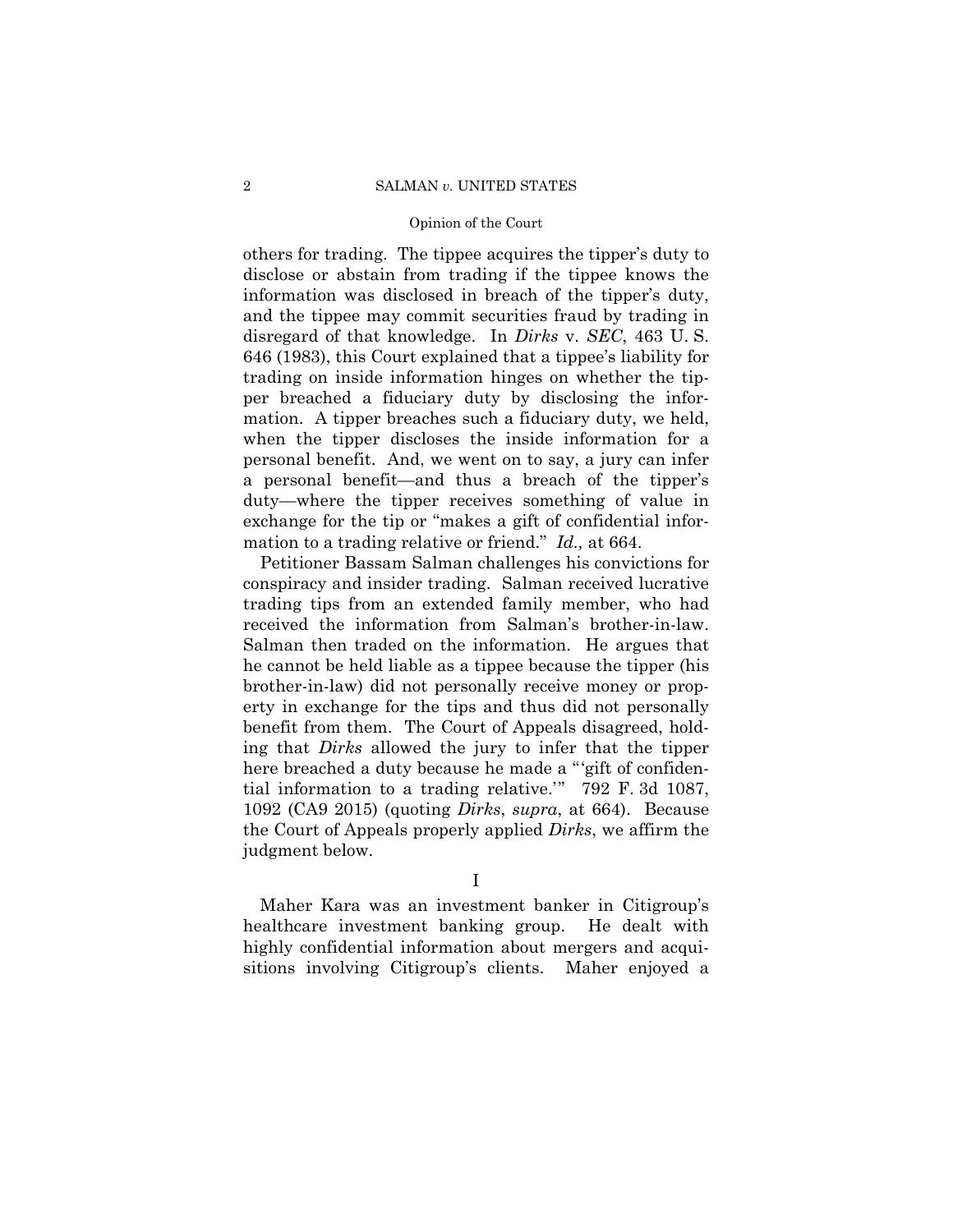others for trading. The tippee acquires the tipper's duty to disclose or abstain from trading if the tippee knows the information was disclosed in breach of the tipper's duty, and the tippee may commit securities fraud by trading in disregard of that knowledge. In *Dirks* v. *SEC*, 463 U. S. 646 (1983), this Court explained that a tippee's liability for trading on inside information hinges on whether the tipper breached a fiduciary duty by disclosing the information. A tipper breaches such a fiduciary duty, we held, when the tipper discloses the inside information for a personal benefit. And, we went on to say, a jury can infer a personal benefit—and thus a breach of the tipper's duty—where the tipper receives something of value in exchange for the tip or "makes a gift of confidential information to a trading relative or friend." *Id.,* at 664.

Petitioner Bassam Salman challenges his convictions for conspiracy and insider trading. Salman received lucrative trading tips from an extended family member, who had received the information from Salman's brother-in-law. Salman then traded on the information. He argues that he cannot be held liable as a tippee because the tipper (his brother-in-law) did not personally receive money or property in exchange for the tips and thus did not personally benefit from them. The Court of Appeals disagreed, holding that *Dirks* allowed the jury to infer that the tipper here breached a duty because he made a "'gift of confidential information to a trading relative.'" 792 F. 3d 1087, 1092 (CA9 2015) (quoting *Dirks*, *supra*, at 664). Because the Court of Appeals properly applied *Dirks*, we affirm the judgment below.

I

Maher Kara was an investment banker in Citigroup's healthcare investment banking group. He dealt with highly confidential information about mergers and acquisitions involving Citigroup's clients. Maher enjoyed a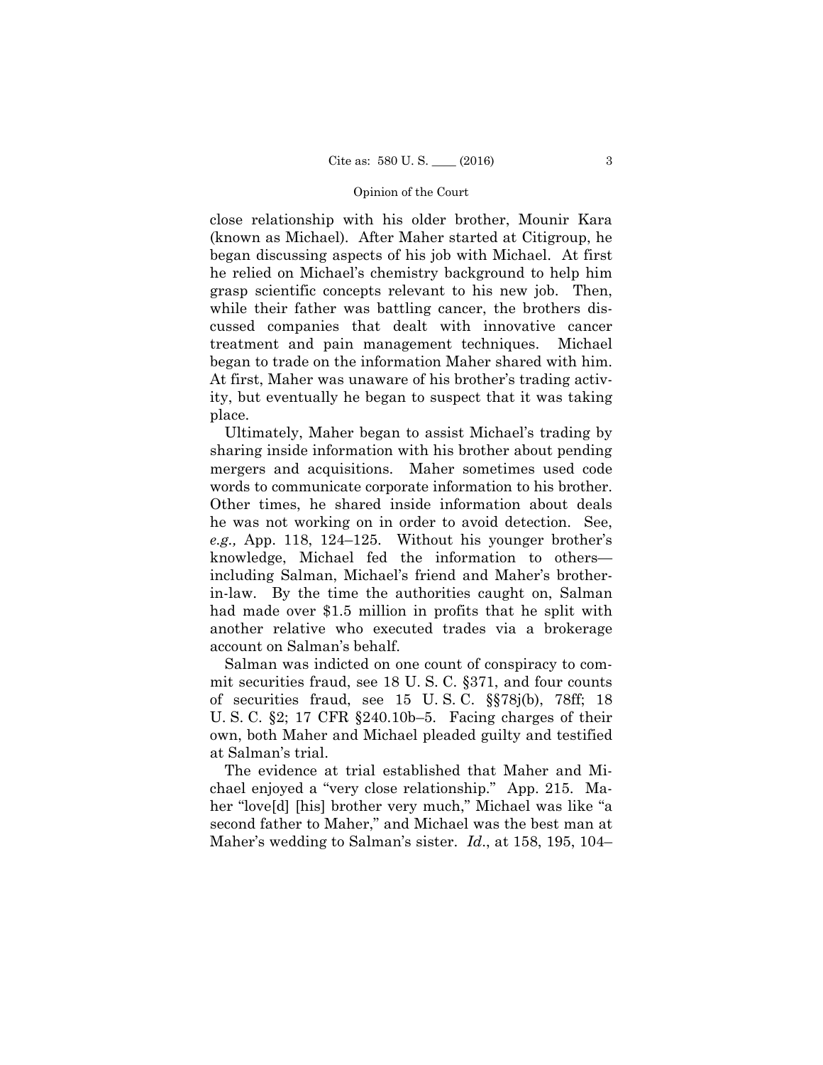close relationship with his older brother, Mounir Kara (known as Michael). After Maher started at Citigroup, he began discussing aspects of his job with Michael. At first he relied on Michael's chemistry background to help him grasp scientific concepts relevant to his new job. Then, while their father was battling cancer, the brothers discussed companies that dealt with innovative cancer treatment and pain management techniques. Michael began to trade on the information Maher shared with him. At first, Maher was unaware of his brother's trading activity, but eventually he began to suspect that it was taking place.

Ultimately, Maher began to assist Michael's trading by sharing inside information with his brother about pending mergers and acquisitions. Maher sometimes used code words to communicate corporate information to his brother. Other times, he shared inside information about deals he was not working on in order to avoid detection. See, *e.g.,* App. 118, 124–125. Without his younger brother's knowledge, Michael fed the information to others—including Salman, Michael's friend and Maher's brother-in-law. By the time the authorities caught on, Salman had made over $1.5 million in profits that he split with another relative who executed trades via a brokerage account on Salman's behalf.

Salman was indicted on one count of conspiracy to commit securities fraud, see 18 U. S. C. §371, and four counts of securities fraud, see 15 U. S. C. §§78j(b), 78ff; 18 U. S. C. §2; 17 CFR §240.10b–5. Facing charges of their own, both Maher and Michael pleaded guilty and testified at Salman's trial.

The evidence at trial established that Maher and Michael enjoyed a "very close relationship." App. 215. Maher "love[d] [his] brother very much," Michael was like "a second father to Maher," and Michael was the best man at Maher's wedding to Salman's sister. *Id.*, at 158, 195, 104–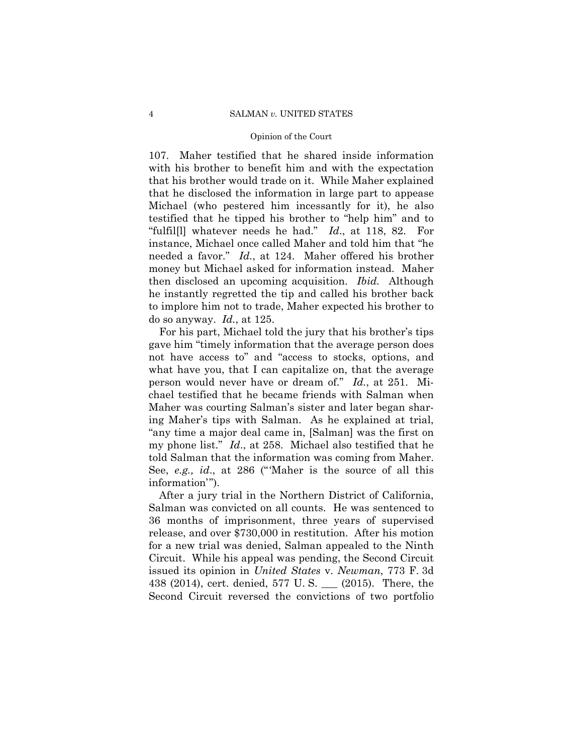107. Maher testified that he shared inside information with his brother to benefit him and with the expectation that his brother would trade on it. While Maher explained that he disclosed the information in large part to appease Michael (who pestered him incessantly for it), he also testified that he tipped his brother to "help him" and to "fulfil[l] whatever needs he had." *Id.*, at 118, 82. For instance, Michael once called Maher and told him that "he needed a favor." *Id.*, at 124. Maher offered his brother money but Michael asked for information instead. Maher then disclosed an upcoming acquisition. *Ibid.* Although he instantly regretted the tip and called his brother back to implore him not to trade, Maher expected his brother to do so anyway. *Id.*, at 125.

For his part, Michael told the jury that his brother's tips gave him "timely information that the average person does not have access to" and "access to stocks, options, and what have you, that I can capitalize on, that the average person would never have or dream of." *Id.*, at 251. Michael testified that he became friends with Salman when Maher was courting Salman's sister and later began sharing Maher's tips with Salman. As he explained at trial, "any time a major deal came in, [Salman] was the first on my phone list." *Id.*, at 258. Michael also testified that he told Salman that the information was coming from Maher. See, *e.g., id.*, at 286 ("'Maher is the source of all this information'").

After a jury trial in the Northern District of California, Salman was convicted on all counts. He was sentenced to 36 months of imprisonment, three years of supervised release, and over $730,000 in restitution. After his motion for a new trial was denied, Salman appealed to the Ninth Circuit. While his appeal was pending, the Second Circuit issued its opinion in *United States* v. *Newman*, 773 F. 3d 438 (2014), cert. denied, 577 U. S. ___ (2015). There, the Second Circuit reversed the convictions of two portfolio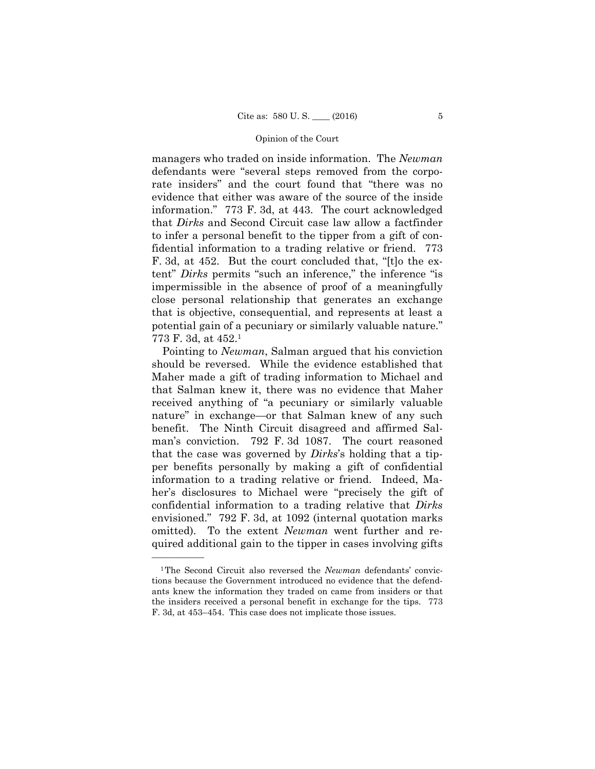managers who traded on inside information. The *Newman* defendants were "several steps removed from the corporate insiders" and the court found that "there was no evidence that either was aware of the source of the inside information." 773 F. 3d, at 443. The court acknowledged that *Dirks* and Second Circuit case law allow a factfinder to infer a personal benefit to the tipper from a gift of confidential information to a trading relative or friend. 773 F. 3d, at 452. But the court concluded that, "[t]o the extent" *Dirks* permits "such an inference," the inference "is impermissible in the absence of proof of a meaningfully close personal relationship that generates an exchange that is objective, consequential, and represents at least a potential gain of a pecuniary or similarly valuable nature." 773 F. 3d, at 452.[1]

Pointing to *Newman*, Salman argued that his conviction should be reversed. While the evidence established that Maher made a gift of trading information to Michael and that Salman knew it, there was no evidence that Maher received anything of "a pecuniary or similarly valuable nature" in exchange—or that Salman knew of any such benefit. The Ninth Circuit disagreed and affirmed Salman's conviction. 792 F. 3d 1087. The court reasoned that the case was governed by *Dirks*'s holding that a tipper benefits personally by making a gift of confidential information to a trading relative or friend. Indeed, Maher's disclosures to Michael were "precisely the gift of confidential information to a trading relative that *Dirks* envisioned." 792 F. 3d, at 1092 (internal quotation marks omitted). To the extent *Newman* went further and required additional gain to the tipper in cases involving gifts

---

[1] The Second Circuit also reversed the *Newman* defendants' convictions because the Government introduced no evidence that the defendants knew the information they traded on came from insiders or that the insiders received a personal benefit in exchange for the tips. 773 F. 3d, at 453–454. This case does not implicate those issues.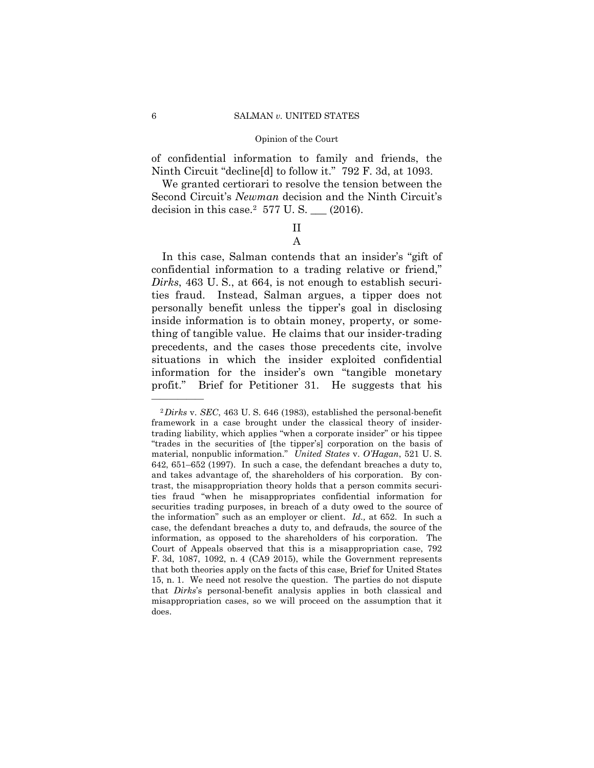of confidential information to family and friends, the Ninth Circuit "decline[d] to follow it." 792 F. 3d, at 1093.

We granted certiorari to resolve the tension between the Second Circuit's *Newman* decision and the Ninth Circuit's decision in this case.[2] 577 U. S. ___ (2016).

## II

### A

In this case, Salman contends that an insider's "gift of confidential information to a trading relative or friend," *Dirks*, 463 U. S., at 664, is not enough to establish securities fraud. Instead, Salman argues, a tipper does not personally benefit unless the tipper's goal in disclosing inside information is to obtain money, property, or something of tangible value. He claims that our insider-trading precedents, and the cases those precedents cite, involve situations in which the insider exploited confidential information for the insider's own "tangible monetary profit." Brief for Petitioner 31. He suggests that his

---

[2] *Dirks* v. *SEC*, 463 U. S. 646 (1983), established the personal-benefit framework in a case brought under the classical theory of insider-trading liability, which applies "when a corporate insider" or his tippee "trades in the securities of [the tipper's] corporation on the basis of material, nonpublic information." *United States* v. *O'Hagan*, 521 U. S. 642, 651–652 (1997). In such a case, the defendant breaches a duty to, and takes advantage of, the shareholders of his corporation. By contrast, the misappropriation theory holds that a person commits securities fraud "when he misappropriates confidential information for securities trading purposes, in breach of a duty owed to the source of the information" such as an employer or client. *Id.,* at 652. In such a case, the defendant breaches a duty to, and defrauds, the source of the information, as opposed to the shareholders of his corporation. The Court of Appeals observed that this is a misappropriation case, 792 F. 3d, 1087, 1092, n. 4 (CA9 2015), while the Government represents that both theories apply on the facts of this case, Brief for United States 15, n. 1. We need not resolve the question. The parties do not dispute that *Dirks*'s personal-benefit analysis applies in both classical and misappropriation cases, so we will proceed on the assumption that it does.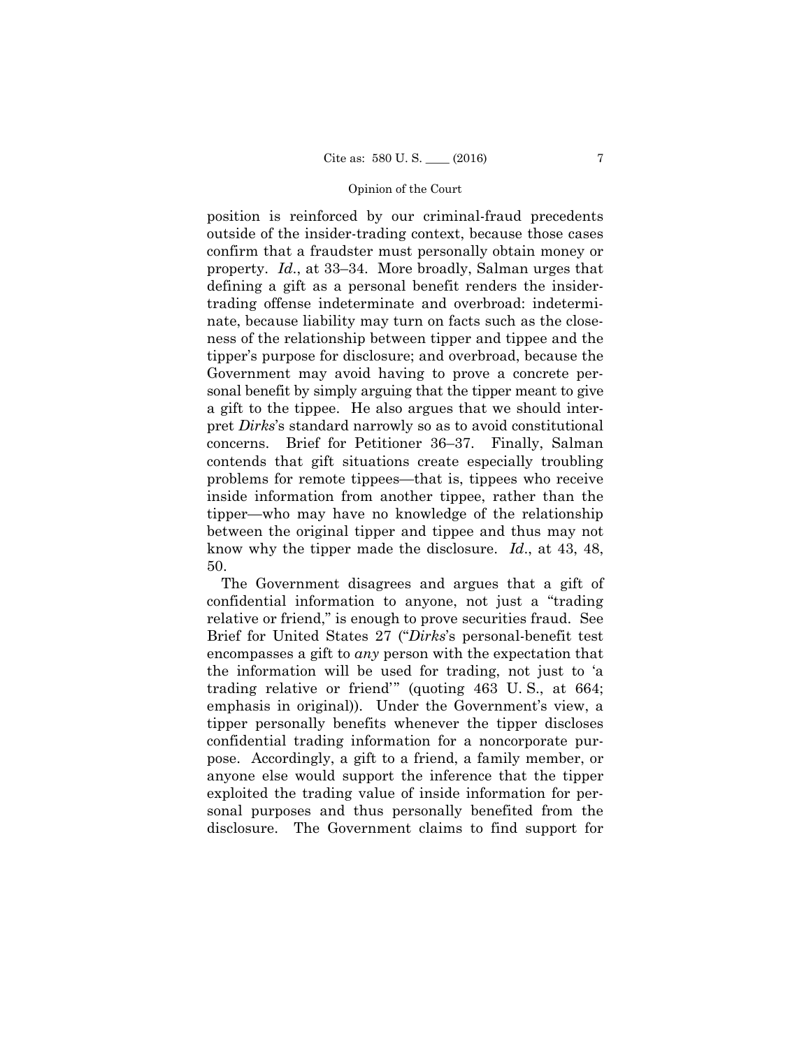position is reinforced by our criminal-fraud precedents outside of the insider-trading context, because those cases confirm that a fraudster must personally obtain money or property. *Id*., at 33–34. More broadly, Salman urges that defining a gift as a personal benefit renders the insider-trading offense indeterminate and overbroad: indeterminate, because liability may turn on facts such as the closeness of the relationship between tipper and tippee and the tipper's purpose for disclosure; and overbroad, because the Government may avoid having to prove a concrete personal benefit by simply arguing that the tipper meant to give a gift to the tippee. He also argues that we should interpret *Dirks*'s standard narrowly so as to avoid constitutional concerns. Brief for Petitioner 36–37. Finally, Salman contends that gift situations create especially troubling problems for remote tippees—that is, tippees who receive inside information from another tippee, rather than the tipper—who may have no knowledge of the relationship between the original tipper and tippee and thus may not know why the tipper made the disclosure. *Id*., at 43, 48, 50.

The Government disagrees and argues that a gift of confidential information to anyone, not just a "trading relative or friend," is enough to prove securities fraud. See Brief for United States 27 ("*Dirks*'s personal-benefit test encompasses a gift to *any* person with the expectation that the information will be used for trading, not just to 'a trading relative or friend'" (quoting 463 U. S., at 664; emphasis in original)). Under the Government's view, a tipper personally benefits whenever the tipper discloses confidential trading information for a noncorporate purpose. Accordingly, a gift to a friend, a family member, or anyone else would support the inference that the tipper exploited the trading value of inside information for personal purposes and thus personally benefited from the disclosure. The Government claims to find support for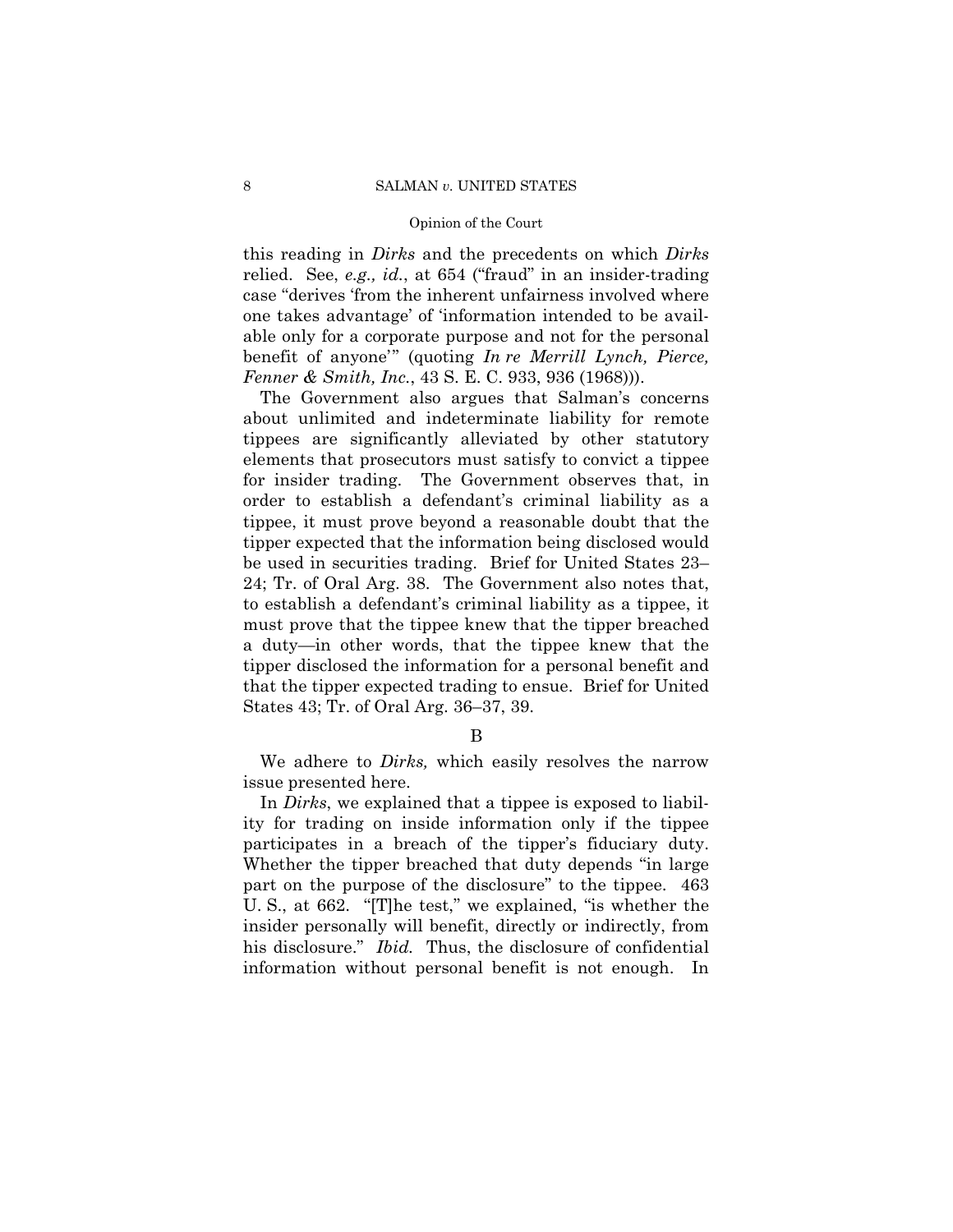this reading in *Dirks* and the precedents on which *Dirks* relied. See, *e.g., id.*, at 654 ("fraud" in an insider-trading case "derives 'from the inherent unfairness involved where one takes advantage' of 'information intended to be available only for a corporate purpose and not for the personal benefit of anyone'" (quoting *In re Merrill Lynch, Pierce, Fenner & Smith, Inc.*, 43 S. E. C. 933, 936 (1968))).

The Government also argues that Salman's concerns about unlimited and indeterminate liability for remote tippees are significantly alleviated by other statutory elements that prosecutors must satisfy to convict a tippee for insider trading. The Government observes that, in order to establish a defendant's criminal liability as a tippee, it must prove beyond a reasonable doubt that the tipper expected that the information being disclosed would be used in securities trading. Brief for United States 23–24; Tr. of Oral Arg. 38. The Government also notes that, to establish a defendant's criminal liability as a tippee, it must prove that the tippee knew that the tipper breached a duty—in other words, that the tippee knew that the tipper disclosed the information for a personal benefit and that the tipper expected trading to ensue. Brief for United States 43; Tr. of Oral Arg. 36–37, 39.

### B

We adhere to *Dirks,* which easily resolves the narrow issue presented here.

In *Dirks*, we explained that a tippee is exposed to liability for trading on inside information only if the tippee participates in a breach of the tipper's fiduciary duty. Whether the tipper breached that duty depends "in large part on the purpose of the disclosure" to the tippee. 463 U. S., at 662. "[T]he test," we explained, "is whether the insider personally will benefit, directly or indirectly, from his disclosure." *Ibid.* Thus, the disclosure of confidential information without personal benefit is not enough. In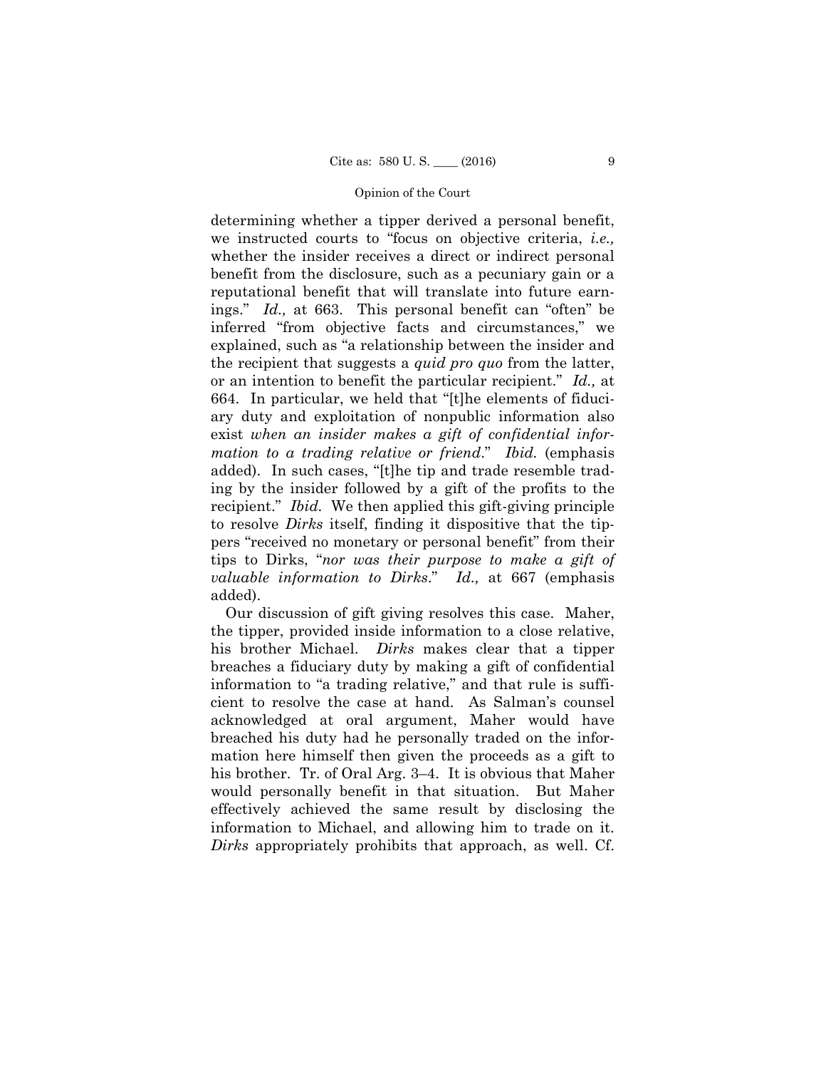determining whether a tipper derived a personal benefit, we instructed courts to "focus on objective criteria, *i.e.,* whether the insider receives a direct or indirect personal benefit from the disclosure, such as a pecuniary gain or a reputational benefit that will translate into future earnings." *Id.,* at 663. This personal benefit can "often" be inferred "from objective facts and circumstances," we explained, such as "a relationship between the insider and the recipient that suggests a *quid pro quo* from the latter, or an intention to benefit the particular recipient." *Id.,* at 664. In particular, we held that "[t]he elements of fiduciary duty and exploitation of nonpublic information also exist *when an insider makes a gift of confidential information to a trading relative or friend*." *Ibid.* (emphasis added). In such cases, "[t]he tip and trade resemble trading by the insider followed by a gift of the profits to the recipient." *Ibid.* We then applied this gift-giving principle to resolve *Dirks* itself, finding it dispositive that the tippers "received no monetary or personal benefit" from their tips to Dirks, "*nor was their purpose to make a gift of valuable information to Dirks*." *Id.,* at 667 (emphasis added).

Our discussion of gift giving resolves this case. Maher, the tipper, provided inside information to a close relative, his brother Michael. *Dirks* makes clear that a tipper breaches a fiduciary duty by making a gift of confidential information to "a trading relative," and that rule is sufficient to resolve the case at hand. As Salman's counsel acknowledged at oral argument, Maher would have breached his duty had he personally traded on the information here himself then given the proceeds as a gift to his brother. Tr. of Oral Arg. 3–4. It is obvious that Maher would personally benefit in that situation. But Maher effectively achieved the same result by disclosing the information to Michael, and allowing him to trade on it. *Dirks* appropriately prohibits that approach, as well. Cf.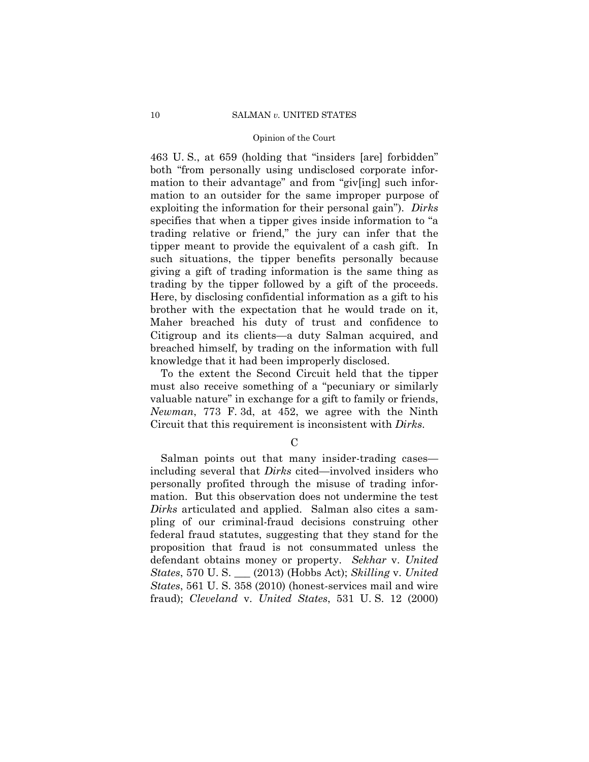463 U. S., at 659 (holding that "insiders [are] forbidden" both "from personally using undisclosed corporate information to their advantage" and from "giv[ing] such information to an outsider for the same improper purpose of exploiting the information for their personal gain"). *Dirks* specifies that when a tipper gives inside information to "a trading relative or friend," the jury can infer that the tipper meant to provide the equivalent of a cash gift. In such situations, the tipper benefits personally because giving a gift of trading information is the same thing as trading by the tipper followed by a gift of the proceeds. Here, by disclosing confidential information as a gift to his brother with the expectation that he would trade on it, Maher breached his duty of trust and confidence to Citigroup and its clients—a duty Salman acquired, and breached himself, by trading on the information with full knowledge that it had been improperly disclosed.

To the extent the Second Circuit held that the tipper must also receive something of a "pecuniary or similarly valuable nature" in exchange for a gift to family or friends, *Newman*, 773 F. 3d, at 452, we agree with the Ninth Circuit that this requirement is inconsistent with *Dirks*.

C

Salman points out that many insider-trading cases—including several that *Dirks* cited—involved insiders who personally profited through the misuse of trading information. But this observation does not undermine the test *Dirks* articulated and applied. Salman also cites a sampling of our criminal-fraud decisions construing other federal fraud statutes, suggesting that they stand for the proposition that fraud is not consummated unless the defendant obtains money or property. *Sekhar* v. *United States*, 570 U. S. ___ (2013) (Hobbs Act); *Skilling* v. *United States*, 561 U. S. 358 (2010) (honest-services mail and wire fraud); *Cleveland* v. *United States*, 531 U. S. 12 (2000)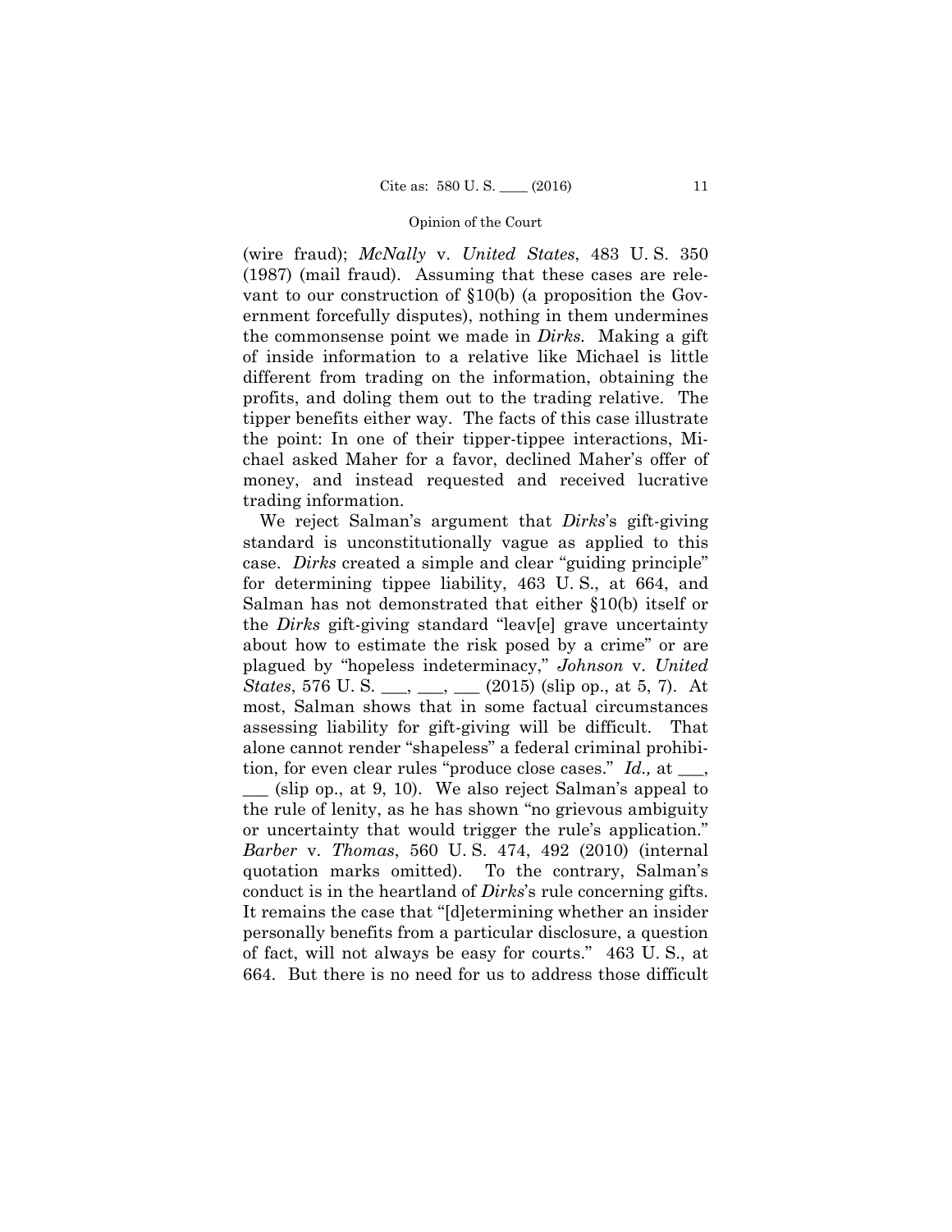(wire fraud); *McNally* v. *United States*, 483 U. S. 350 (1987) (mail fraud). Assuming that these cases are relevant to our construction of §10(b) (a proposition the Government forcefully disputes), nothing in them undermines the commonsense point we made in *Dirks*. Making a gift of inside information to a relative like Michael is little different from trading on the information, obtaining the profits, and doling them out to the trading relative. The tipper benefits either way. The facts of this case illustrate the point: In one of their tipper-tippee interactions, Michael asked Maher for a favor, declined Maher's offer of money, and instead requested and received lucrative trading information.

We reject Salman's argument that *Dirks*'s gift-giving standard is unconstitutionally vague as applied to this case. *Dirks* created a simple and clear "guiding principle" for determining tippee liability, 463 U. S., at 664, and Salman has not demonstrated that either §10(b) itself or the *Dirks* gift-giving standard "leav[e] grave uncertainty about how to estimate the risk posed by a crime" or are plagued by "hopeless indeterminacy," *Johnson* v. *United States*, 576 U. S. ___, ___, ___ (2015) (slip op., at 5, 7). At most, Salman shows that in some factual circumstances assessing liability for gift-giving will be difficult. That alone cannot render "shapeless" a federal criminal prohibition, for even clear rules "produce close cases." *Id.,* at ___, ___ (slip op., at 9, 10). We also reject Salman's appeal to the rule of lenity, as he has shown "no grievous ambiguity or uncertainty that would trigger the rule's application." *Barber* v. *Thomas*, 560 U. S. 474, 492 (2010) (internal quotation marks omitted). To the contrary, Salman's conduct is in the heartland of *Dirks*'s rule concerning gifts. It remains the case that "[d]etermining whether an insider personally benefits from a particular disclosure, a question of fact, will not always be easy for courts." 463 U. S., at 664. But there is no need for us to address those difficult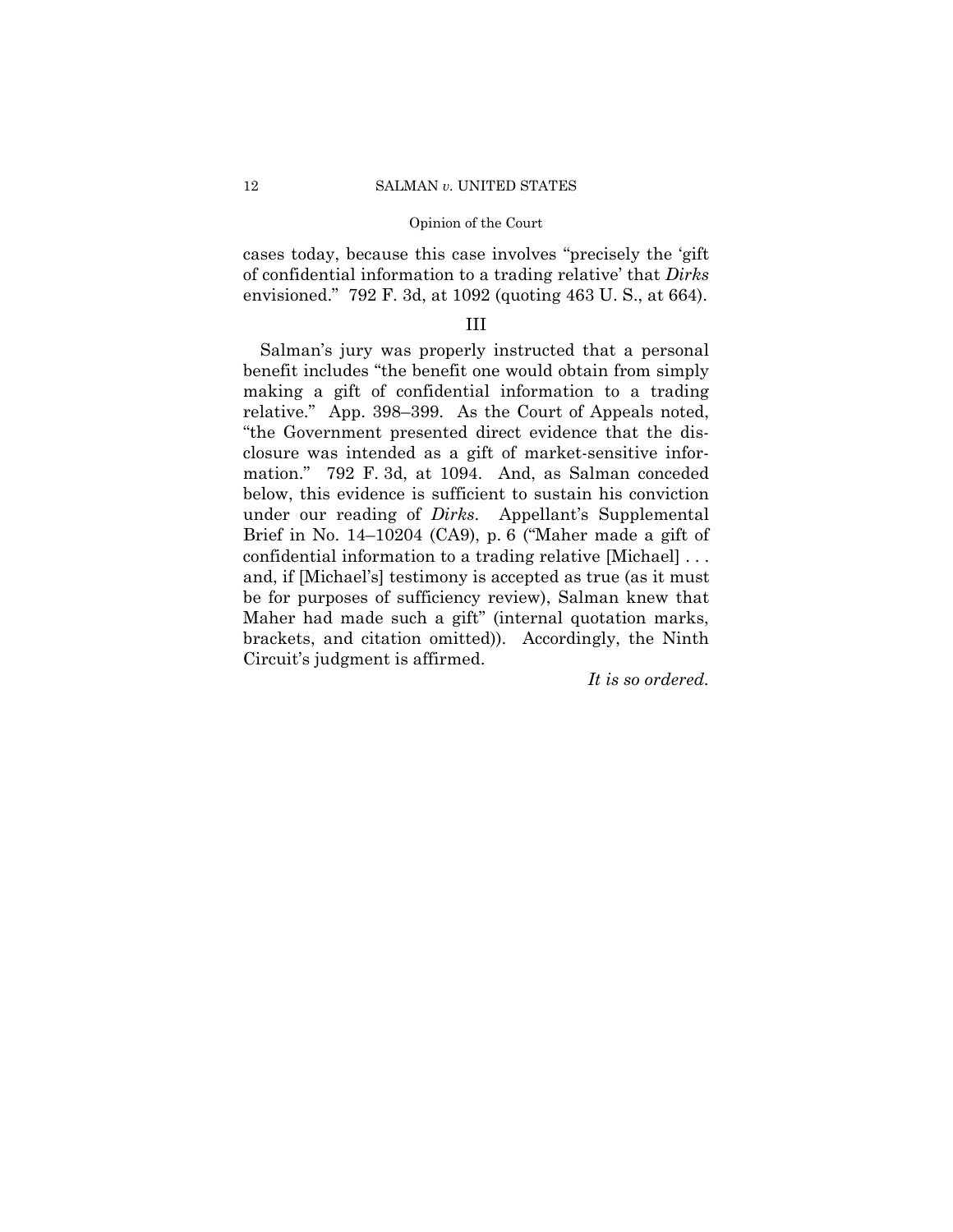cases today, because this case involves "precisely the 'gift of confidential information to a trading relative' that *Dirks* envisioned." 792 F. 3d, at 1092 (quoting 463 U. S., at 664).

## III

Salman's jury was properly instructed that a personal benefit includes "the benefit one would obtain from simply making a gift of confidential information to a trading relative." App. 398–399. As the Court of Appeals noted, "the Government presented direct evidence that the disclosure was intended as a gift of market-sensitive information." 792 F. 3d, at 1094. And, as Salman conceded below, this evidence is sufficient to sustain his conviction under our reading of *Dirks*. Appellant's Supplemental Brief in No. 14–10204 (CA9), p. 6 ("Maher made a gift of confidential information to a trading relative [Michael] . . . and, if [Michael's] testimony is accepted as true (as it must be for purposes of sufficiency review), Salman knew that Maher had made such a gift" (internal quotation marks, brackets, and citation omitted)). Accordingly, the Ninth Circuit's judgment is affirmed.

*It is so ordered.*